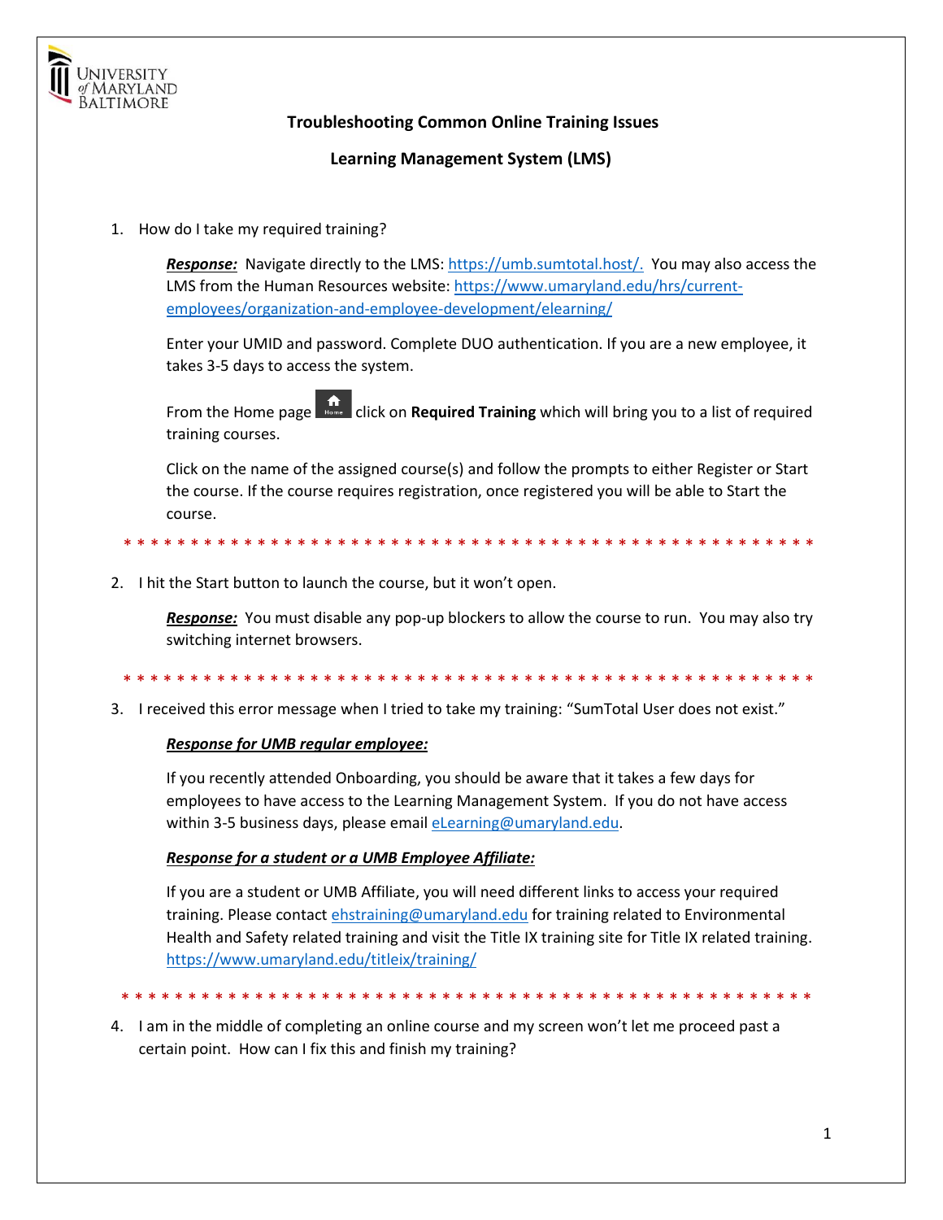University of Maryland Baltimore

# Troubleshooting Common Online Training Issues

## Learning Management System (LMS)

1. How do I take my required training?

   ***Response:*** Navigate directly to the LMS: https://umb.sumtotal.host/. You may also access the LMS from the Human Resources website: https://www.umaryland.edu/hrs/current-employees/organization-and-employee-development/elearning/

   Enter your UMID and password. Complete DUO authentication. If you are a new employee, it takes 3-5 days to access the system.

   From the Home page click on **Required Training** which will bring you to a list of required training courses.

   Click on the name of the assigned course(s) and follow the prompts to either Register or Start the course. If the course requires registration, once registered you will be able to Start the course.

* * * * * * * * * * * * * * * * * * * * * * * * * * * * * * * * * * * * * * * * * * * * * * * * * * * *

2. I hit the Start button to launch the course, but it won't open.

   ***Response:*** You must disable any pop-up blockers to allow the course to run. You may also try switching internet browsers.

* * * * * * * * * * * * * * * * * * * * * * * * * * * * * * * * * * * * * * * * * * * * * * * * * * * *

3. I received this error message when I tried to take my training: "SumTotal User does not exist."

   ***Response for UMB regular employee:***

   If you recently attended Onboarding, you should be aware that it takes a few days for employees to have access to the Learning Management System. If you do not have access within 3-5 business days, please email eLearning@umaryland.edu.

   ***Response for a student or a UMB Employee Affiliate:***

   If you are a student or UMB Affiliate, you will need different links to access your required training. Please contact ehstraining@umaryland.edu for training related to Environmental Health and Safety related training and visit the Title IX training site for Title IX related training. https://www.umaryland.edu/titleix/training/

* * * * * * * * * * * * * * * * * * * * * * * * * * * * * * * * * * * * * * * * * * * * * * * * * * * *

4. I am in the middle of completing an online course and my screen won't let me proceed past a certain point. How can I fix this and finish my training?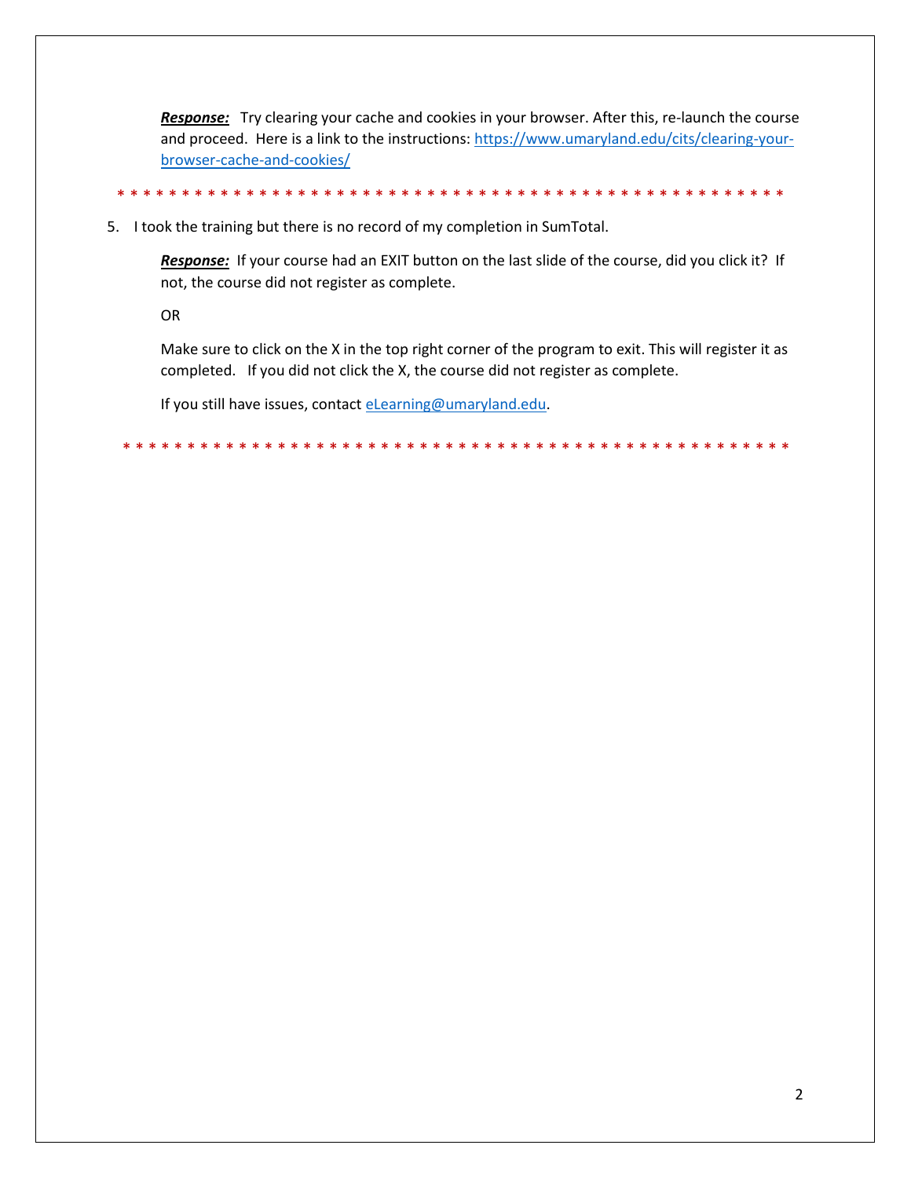***Response:*** Try clearing your cache and cookies in your browser. After this, re-launch the course and proceed. Here is a link to the instructions: [https://www.umaryland.edu/cits/clearing-your-browser-cache-and-cookies/](https://www.umaryland.edu/cits/clearing-your-browser-cache-and-cookies/)

* * * * * * * * * * * * * * * * * * * * * * * * * * * * * * * * * * * * * * * * * * * * * * * * * * * * *

5. I took the training but there is no record of my completion in SumTotal.

   ***Response:*** If your course had an EXIT button on the last slide of the course, did you click it? If not, the course did not register as complete.

   OR

   Make sure to click on the X in the top right corner of the program to exit. This will register it as completed. If you did not click the X, the course did not register as complete.

   If you still have issues, contact [eLearning@umaryland.edu](mailto:eLearning@umaryland.edu).

* * * * * * * * * * * * * * * * * * * * * * * * * * * * * * * * * * * * * * * * * * * * * * * * * * * * *